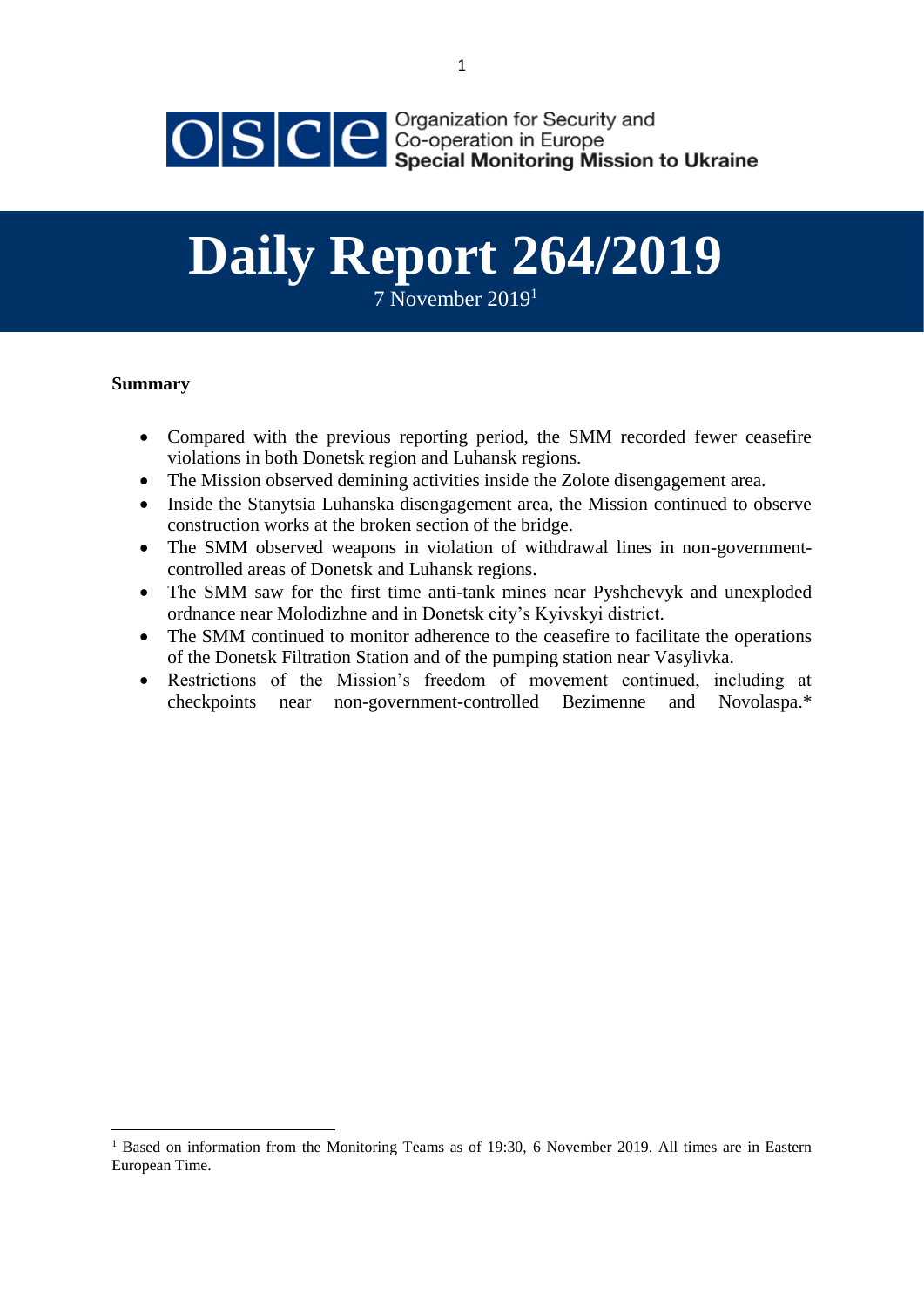Organization for Security and Co-operation in Europe
**Special Monitoring Mission to Ukraine**

# Daily Report 264/2019

7 November 2019[1]

**Summary**

- Compared with the previous reporting period, the SMM recorded fewer ceasefire violations in both Donetsk region and Luhansk regions.
- The Mission observed demining activities inside the Zolote disengagement area.
- Inside the Stanytsia Luhanska disengagement area, the Mission continued to observe construction works at the broken section of the bridge.
- The SMM observed weapons in violation of withdrawal lines in non-government-controlled areas of Donetsk and Luhansk regions.
- The SMM saw for the first time anti-tank mines near Pyshchevyk and unexploded ordnance near Molodizhne and in Donetsk city's Kyivskyi district.
- The SMM continued to monitor adherence to the ceasefire to facilitate the operations of the Donetsk Filtration Station and of the pumping station near Vasylivka.
- Restrictions of the Mission's freedom of movement continued, including at checkpoints near non-government-controlled Bezimenne and Novolaspa.*

---

[1] Based on information from the Monitoring Teams as of 19:30, 6 November 2019. All times are in Eastern European Time.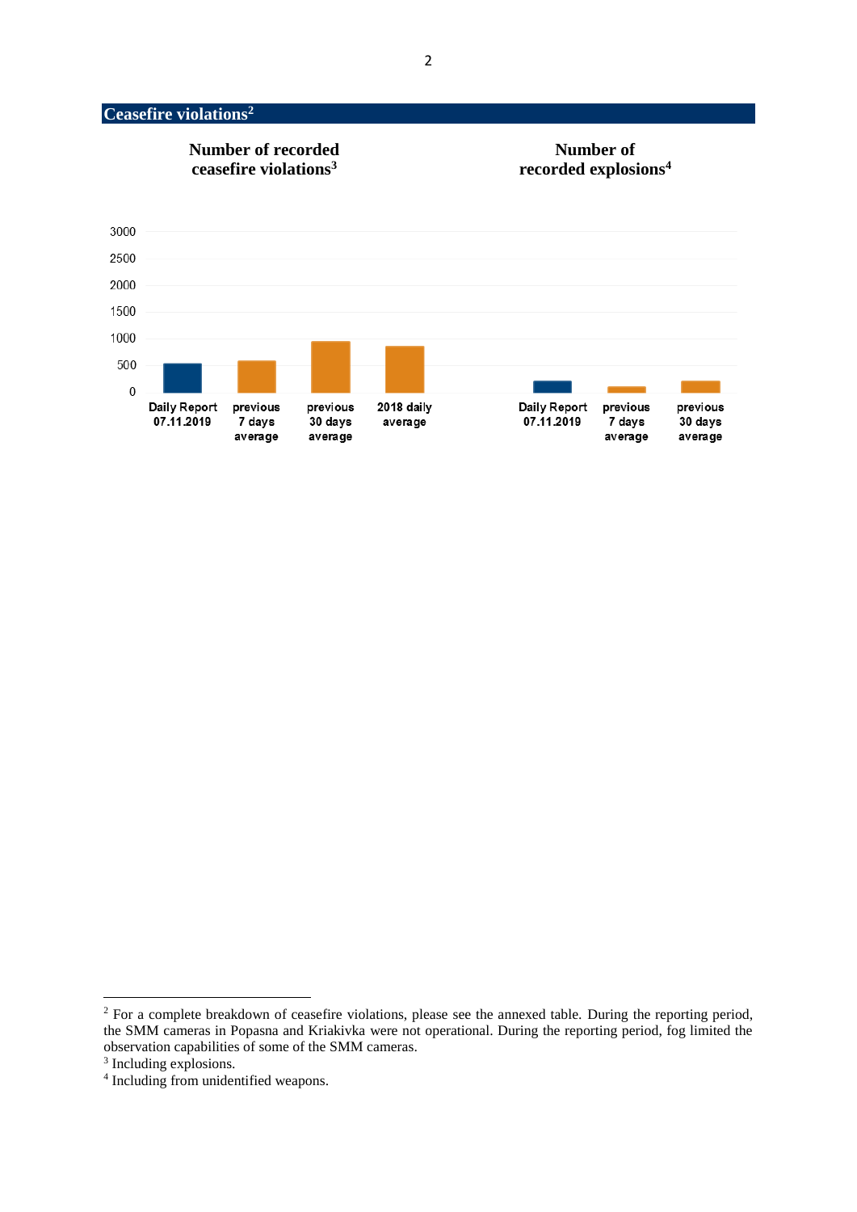## Ceasefire violations[2]

**Number of recorded ceasefire violations[3]**

**Number of recorded explosions[4]**

---

[2] For a complete breakdown of ceasefire violations, please see the annexed table. During the reporting period, the SMM cameras in Popasna and Kriakivka were not operational. During the reporting period, fog limited the observation capabilities of some of the SMM cameras.

[3] Including explosions.

[4] Including from unidentified weapons.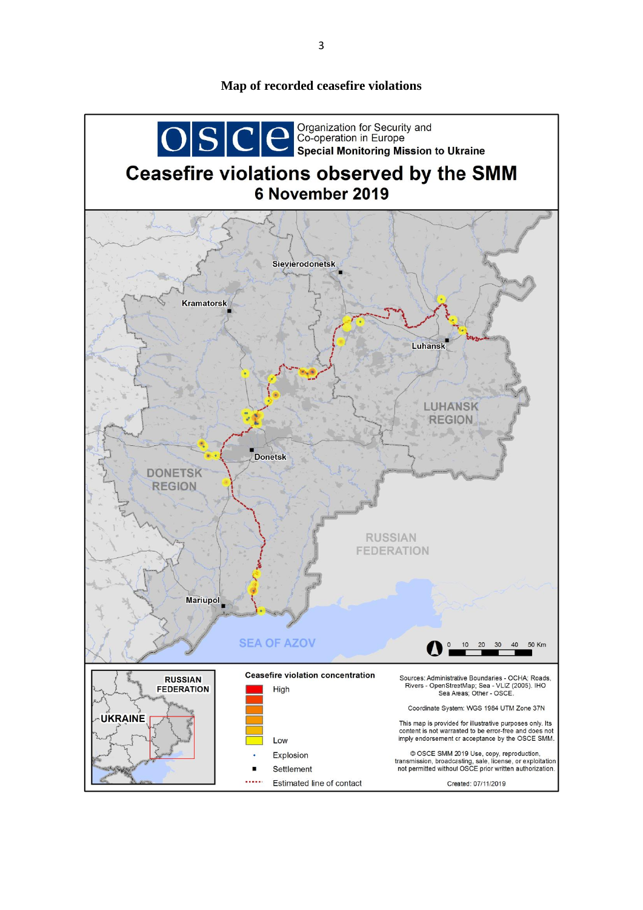**Map of recorded ceasefire violations**

Organization for Security and Co-operation in Europe
**Special Monitoring Mission to Ukraine**

# Ceasefire violations observed by the SMM

## 6 November 2019

Sievierodonetsk

Kramatorsk

Luhansk

LUHANSK REGION

Donetsk

DONETSK REGION

RUSSIAN FEDERATION

Mariupol

SEA OF AZOV

0 10 20 30 40 50 Km

RUSSIAN FEDERATION

UKRAINE

**Ceasefire violation concentration**

High

Low

Explosion

Settlement

Estimated line of contact

Sources: Administrative Boundaries - OCHA; Roads, Rivers - OpenStreetMap; Sea - VLIZ (2005). IHO Sea Areas; Other - OSCE.

Coordinate System: WGS 1984 UTM Zone 37N

This map is provided for illustrative purposes only. Its content is not warranted to be error-free and does not imply endorsement or acceptance by the OSCE SMM.

© OSCE SMM 2019 Use, copy, reproduction, transmission, broadcasting, sale, license, or exploitation not permitted without OSCE prior written authorization.

Created: 07/11/2019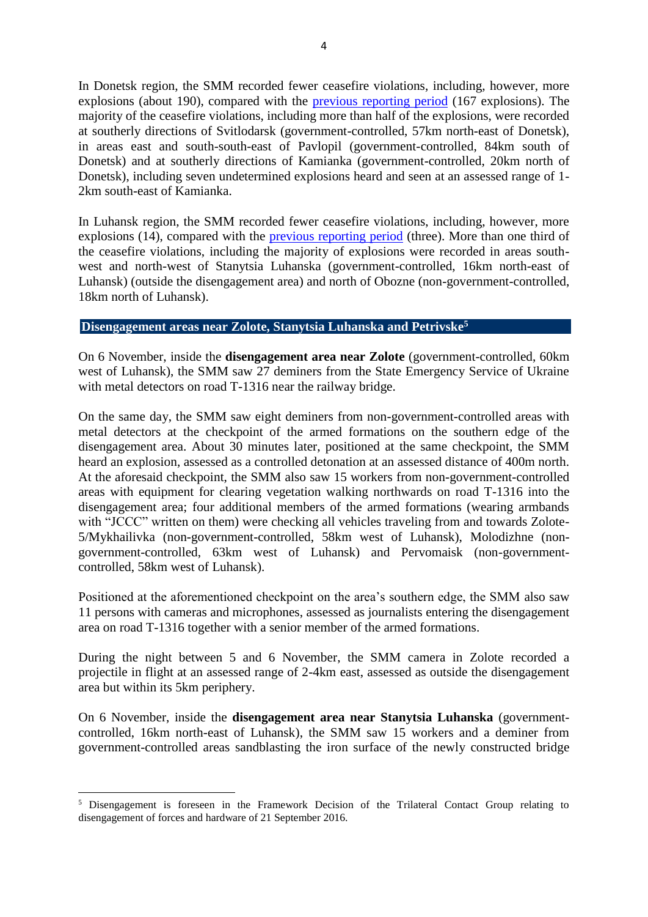In Donetsk region, the SMM recorded fewer ceasefire violations, including, however, more explosions (about 190), compared with the previous reporting period (167 explosions). The majority of the ceasefire violations, including more than half of the explosions, were recorded at southerly directions of Svitlodarsk (government-controlled, 57km north-east of Donetsk), in areas east and south-south-east of Pavlopil (government-controlled, 84km south of Donetsk) and at southerly directions of Kamianka (government-controlled, 20km north of Donetsk), including seven undetermined explosions heard and seen at an assessed range of 1-2km south-east of Kamianka.

In Luhansk region, the SMM recorded fewer ceasefire violations, including, however, more explosions (14), compared with the previous reporting period (three). More than one third of the ceasefire violations, including the majority of explosions were recorded in areas south-west and north-west of Stanytsia Luhanska (government-controlled, 16km north-east of Luhansk) (outside the disengagement area) and north of Obozne (non-government-controlled, 18km north of Luhansk).

## Disengagement areas near Zolote, Stanytsia Luhanska and Petrivske[5]

On 6 November, inside the **disengagement area near Zolote** (government-controlled, 60km west of Luhansk), the SMM saw 27 deminers from the State Emergency Service of Ukraine with metal detectors on road T-1316 near the railway bridge.

On the same day, the SMM saw eight deminers from non-government-controlled areas with metal detectors at the checkpoint of the armed formations on the southern edge of the disengagement area. About 30 minutes later, positioned at the same checkpoint, the SMM heard an explosion, assessed as a controlled detonation at an assessed distance of 400m north. At the aforesaid checkpoint, the SMM also saw 15 workers from non-government-controlled areas with equipment for clearing vegetation walking northwards on road T-1316 into the disengagement area; four additional members of the armed formations (wearing armbands with "JCCC" written on them) were checking all vehicles traveling from and towards Zolote-5/Mykhailivka (non-government-controlled, 58km west of Luhansk), Molodizhne (non-government-controlled, 63km west of Luhansk) and Pervomaisk (non-government-controlled, 58km west of Luhansk).

Positioned at the aforementioned checkpoint on the area's southern edge, the SMM also saw 11 persons with cameras and microphones, assessed as journalists entering the disengagement area on road T-1316 together with a senior member of the armed formations.

During the night between 5 and 6 November, the SMM camera in Zolote recorded a projectile in flight at an assessed range of 2-4km east, assessed as outside the disengagement area but within its 5km periphery.

On 6 November, inside the **disengagement area near Stanytsia Luhanska** (government-controlled, 16km north-east of Luhansk), the SMM saw 15 workers and a deminer from government-controlled areas sandblasting the iron surface of the newly constructed bridge

---

[5] Disengagement is foreseen in the Framework Decision of the Trilateral Contact Group relating to disengagement of forces and hardware of 21 September 2016.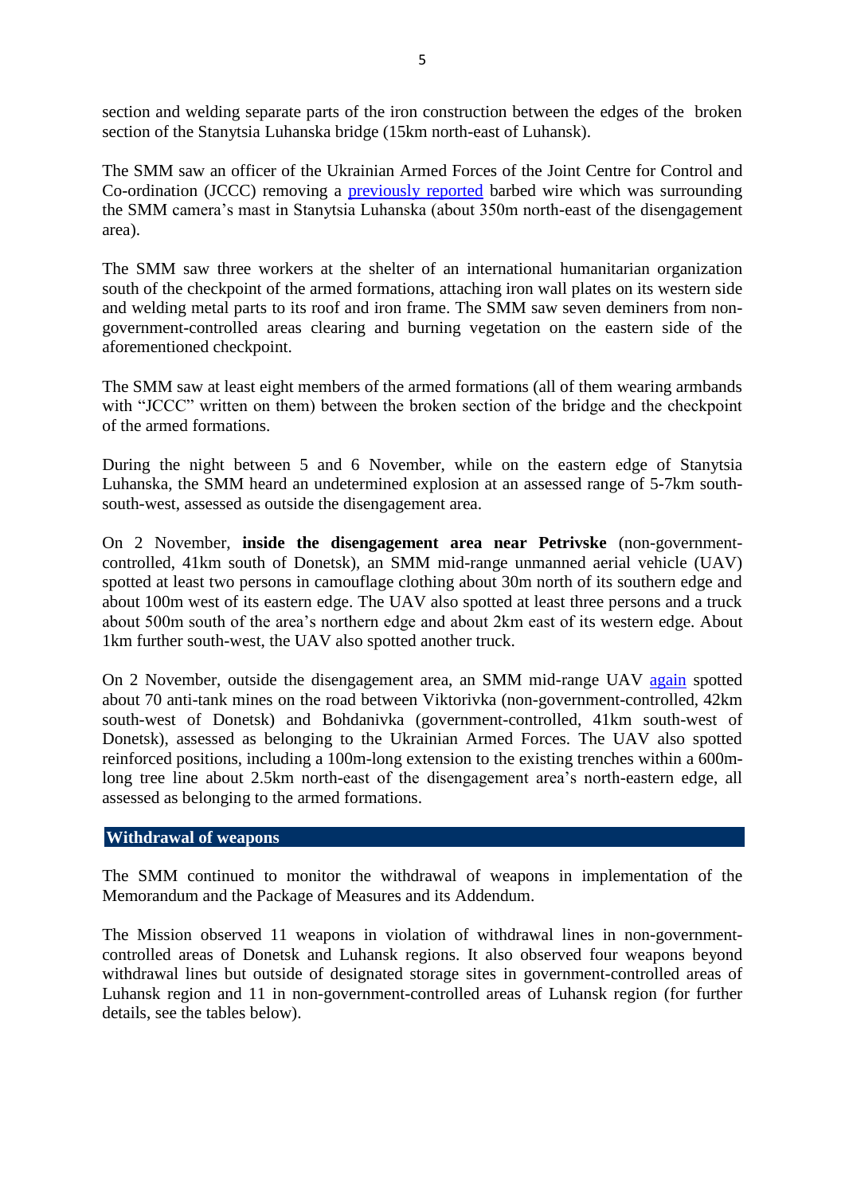section and welding separate parts of the iron construction between the edges of the broken section of the Stanytsia Luhanska bridge (15km north-east of Luhansk).

The SMM saw an officer of the Ukrainian Armed Forces of the Joint Centre for Control and Co-ordination (JCCC) removing a previously reported barbed wire which was surrounding the SMM camera's mast in Stanytsia Luhanska (about 350m north-east of the disengagement area).

The SMM saw three workers at the shelter of an international humanitarian organization south of the checkpoint of the armed formations, attaching iron wall plates on its western side and welding metal parts to its roof and iron frame. The SMM saw seven deminers from non-government-controlled areas clearing and burning vegetation on the eastern side of the aforementioned checkpoint.

The SMM saw at least eight members of the armed formations (all of them wearing armbands with "JCCC" written on them) between the broken section of the bridge and the checkpoint of the armed formations.

During the night between 5 and 6 November, while on the eastern edge of Stanytsia Luhanska, the SMM heard an undetermined explosion at an assessed range of 5-7km south-south-west, assessed as outside the disengagement area.

On 2 November, **inside the disengagement area near Petrivske** (non-government-controlled, 41km south of Donetsk), an SMM mid-range unmanned aerial vehicle (UAV) spotted at least two persons in camouflage clothing about 30m north of its southern edge and about 100m west of its eastern edge. The UAV also spotted at least three persons and a truck about 500m south of the area's northern edge and about 2km east of its western edge. About 1km further south-west, the UAV also spotted another truck.

On 2 November, outside the disengagement area, an SMM mid-range UAV again spotted about 70 anti-tank mines on the road between Viktorivka (non-government-controlled, 42km south-west of Donetsk) and Bohdanivka (government-controlled, 41km south-west of Donetsk), assessed as belonging to the Ukrainian Armed Forces. The UAV also spotted reinforced positions, including a 100m-long extension to the existing trenches within a 600m-long tree line about 2.5km north-east of the disengagement area's north-eastern edge, all assessed as belonging to the armed formations.

## Withdrawal of weapons

The SMM continued to monitor the withdrawal of weapons in implementation of the Memorandum and the Package of Measures and its Addendum.

The Mission observed 11 weapons in violation of withdrawal lines in non-government-controlled areas of Donetsk and Luhansk regions. It also observed four weapons beyond withdrawal lines but outside of designated storage sites in government-controlled areas of Luhansk region and 11 in non-government-controlled areas of Luhansk region (for further details, see the tables below).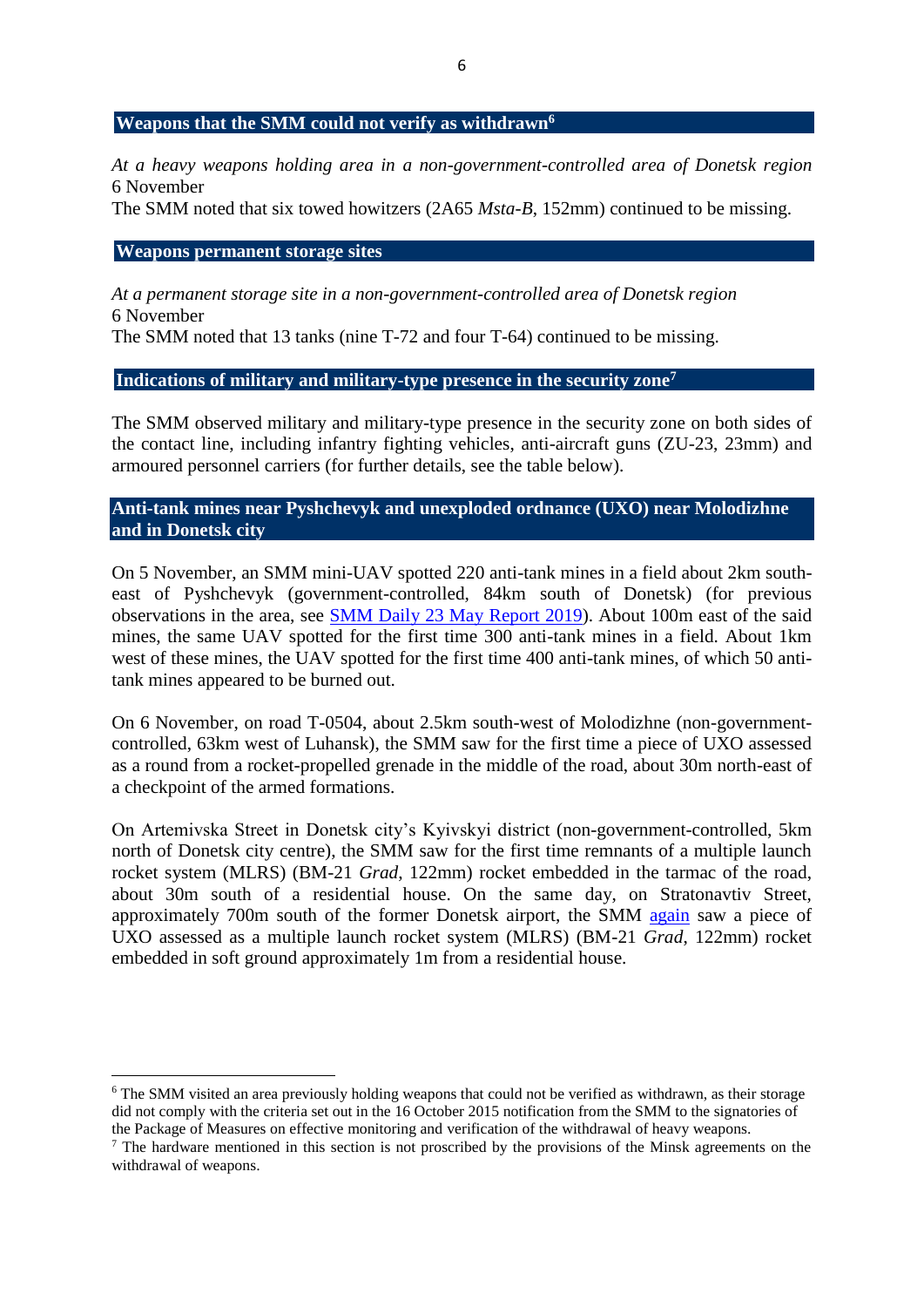## Weapons that the SMM could not verify as withdrawn[6]

*At a heavy weapons holding area in a non-government-controlled area of Donetsk region*
6 November
The SMM noted that six towed howitzers (2A65 *Msta-B*, 152mm) continued to be missing.

## Weapons permanent storage sites

*At a permanent storage site in a non-government-controlled area of Donetsk region*
6 November
The SMM noted that 13 tanks (nine T-72 and four T-64) continued to be missing.

## Indications of military and military-type presence in the security zone[7]

The SMM observed military and military-type presence in the security zone on both sides of the contact line, including infantry fighting vehicles, anti-aircraft guns (ZU-23, 23mm) and armoured personnel carriers (for further details, see the table below).

## Anti-tank mines near Pyshchevyk and unexploded ordnance (UXO) near Molodizhne and in Donetsk city

On 5 November, an SMM mini-UAV spotted 220 anti-tank mines in a field about 2km south-east of Pyshchevyk (government-controlled, 84km south of Donetsk) (for previous observations in the area, see SMM Daily 23 May Report 2019). About 100m east of the said mines, the same UAV spotted for the first time 300 anti-tank mines in a field. About 1km west of these mines, the UAV spotted for the first time 400 anti-tank mines, of which 50 anti-tank mines appeared to be burned out.

On 6 November, on road T-0504, about 2.5km south-west of Molodizhne (non-government-controlled, 63km west of Luhansk), the SMM saw for the first time a piece of UXO assessed as a round from a rocket-propelled grenade in the middle of the road, about 30m north-east of a checkpoint of the armed formations.

On Artemivska Street in Donetsk city's Kyivskyi district (non-government-controlled, 5km north of Donetsk city centre), the SMM saw for the first time remnants of a multiple launch rocket system (MLRS) (BM-21 *Grad*, 122mm) rocket embedded in the tarmac of the road, about 30m south of a residential house. On the same day, on Stratonavtiv Street, approximately 700m south of the former Donetsk airport, the SMM again saw a piece of UXO assessed as a multiple launch rocket system (MLRS) (BM-21 *Grad*, 122mm) rocket embedded in soft ground approximately 1m from a residential house.

---

[6] The SMM visited an area previously holding weapons that could not be verified as withdrawn, as their storage did not comply with the criteria set out in the 16 October 2015 notification from the SMM to the signatories of the Package of Measures on effective monitoring and verification of the withdrawal of heavy weapons.

[7] The hardware mentioned in this section is not proscribed by the provisions of the Minsk agreements on the withdrawal of weapons.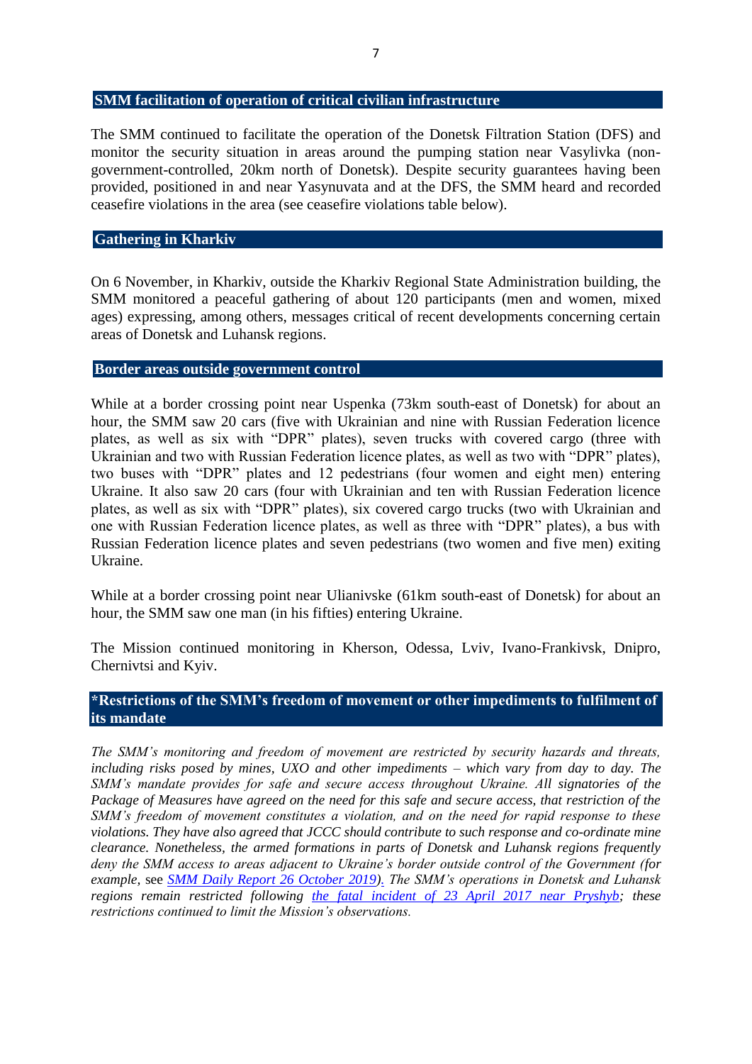## SMM facilitation of operation of critical civilian infrastructure

The SMM continued to facilitate the operation of the Donetsk Filtration Station (DFS) and monitor the security situation in areas around the pumping station near Vasylivka (non-government-controlled, 20km north of Donetsk). Despite security guarantees having been provided, positioned in and near Yasynuvata and at the DFS, the SMM heard and recorded ceasefire violations in the area (see ceasefire violations table below).

## Gathering in Kharkiv

On 6 November, in Kharkiv, outside the Kharkiv Regional State Administration building, the SMM monitored a peaceful gathering of about 120 participants (men and women, mixed ages) expressing, among others, messages critical of recent developments concerning certain areas of Donetsk and Luhansk regions.

## Border areas outside government control

While at a border crossing point near Uspenka (73km south-east of Donetsk) for about an hour, the SMM saw 20 cars (five with Ukrainian and nine with Russian Federation licence plates, as well as six with "DPR" plates), seven trucks with covered cargo (three with Ukrainian and two with Russian Federation licence plates, as well as two with "DPR" plates), two buses with "DPR" plates and 12 pedestrians (four women and eight men) entering Ukraine. It also saw 20 cars (four with Ukrainian and ten with Russian Federation licence plates, as well as six with "DPR" plates), six covered cargo trucks (two with Ukrainian and one with Russian Federation licence plates, as well as three with "DPR" plates), a bus with Russian Federation licence plates and seven pedestrians (two women and five men) exiting Ukraine.

While at a border crossing point near Ulianivske (61km south-east of Donetsk) for about an hour, the SMM saw one man (in his fifties) entering Ukraine.

The Mission continued monitoring in Kherson, Odessa, Lviv, Ivano-Frankivsk, Dnipro, Chernivtsi and Kyiv.

## *Restrictions of the SMM's freedom of movement or other impediments to fulfilment of its mandate

*The SMM's monitoring and freedom of movement are restricted by security hazards and threats, including risks posed by mines, UXO and other impediments – which vary from day to day. The SMM's mandate provides for safe and secure access throughout Ukraine. All signatories of the Package of Measures have agreed on the need for this safe and secure access, that restriction of the SMM's freedom of movement constitutes a violation, and on the need for rapid response to these violations. They have also agreed that JCCC should contribute to such response and co-ordinate mine clearance. Nonetheless, the armed formations in parts of Donetsk and Luhansk regions frequently deny the SMM access to areas adjacent to Ukraine's border outside control of the Government (for example, see [SMM Daily Report 26 October 2019]). The SMM's operations in Donetsk and Luhansk regions remain restricted following [the fatal incident of 23 April 2017 near Pryshyb]; these restrictions continued to limit the Mission's observations.*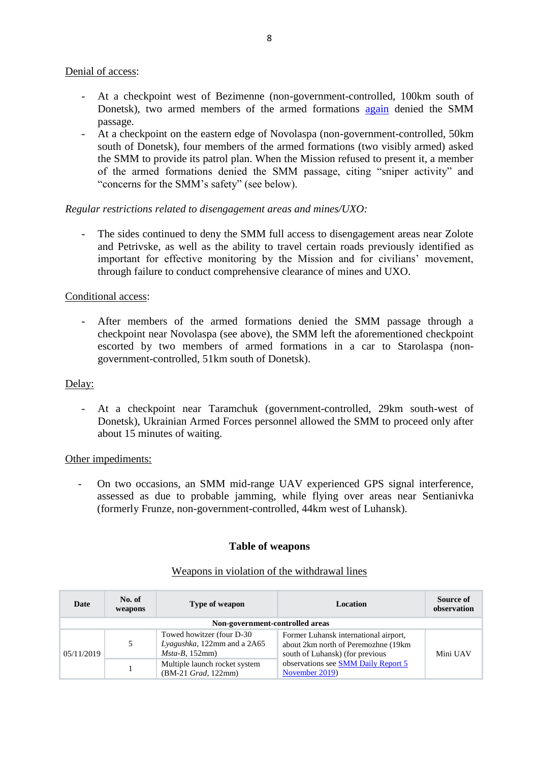Denial of access:

- At a checkpoint west of Bezimenne (non-government-controlled, 100km south of Donetsk), two armed members of the armed formations again denied the SMM passage.
- At a checkpoint on the eastern edge of Novolaspa (non-government-controlled, 50km south of Donetsk), four members of the armed formations (two visibly armed) asked the SMM to provide its patrol plan. When the Mission refused to present it, a member of the armed formations denied the SMM passage, citing "sniper activity" and "concerns for the SMM's safety" (see below).

*Regular restrictions related to disengagement areas and mines/UXO:*

- The sides continued to deny the SMM full access to disengagement areas near Zolote and Petrivske, as well as the ability to travel certain roads previously identified as important for effective monitoring by the Mission and for civilians' movement, through failure to conduct comprehensive clearance of mines and UXO.

Conditional access:

- After members of the armed formations denied the SMM passage through a checkpoint near Novolaspa (see above), the SMM left the aforementioned checkpoint escorted by two members of armed formations in a car to Starolaspa (non-government-controlled, 51km south of Donetsk).

Delay:

- At a checkpoint near Taramchuk (government-controlled, 29km south-west of Donetsk), Ukrainian Armed Forces personnel allowed the SMM to proceed only after about 15 minutes of waiting.

Other impediments:

- On two occasions, an SMM mid-range UAV experienced GPS signal interference, assessed as due to probable jamming, while flying over areas near Sentianivka (formerly Frunze, non-government-controlled, 44km west of Luhansk).

**Table of weapons**

Weapons in violation of the withdrawal lines

| Date | No. of weapons | Type of weapon | Location | Source of observation |
|---|---|---|---|---|
| **Non-government-controlled areas** | | | | |
| 05/11/2019 | 5 | Towed howitzer (four D-30 *Lyagushka*, 122mm and a 2A65 *Msta-B*, 152mm) | Former Luhansk international airport, about 2km north of Peremozhne (19km south of Luhansk) (for previous observations see SMM Daily Report 5 November 2019) | Mini UAV |
| | 1 | Multiple launch rocket system (BM-21 *Grad*, 122mm) | | |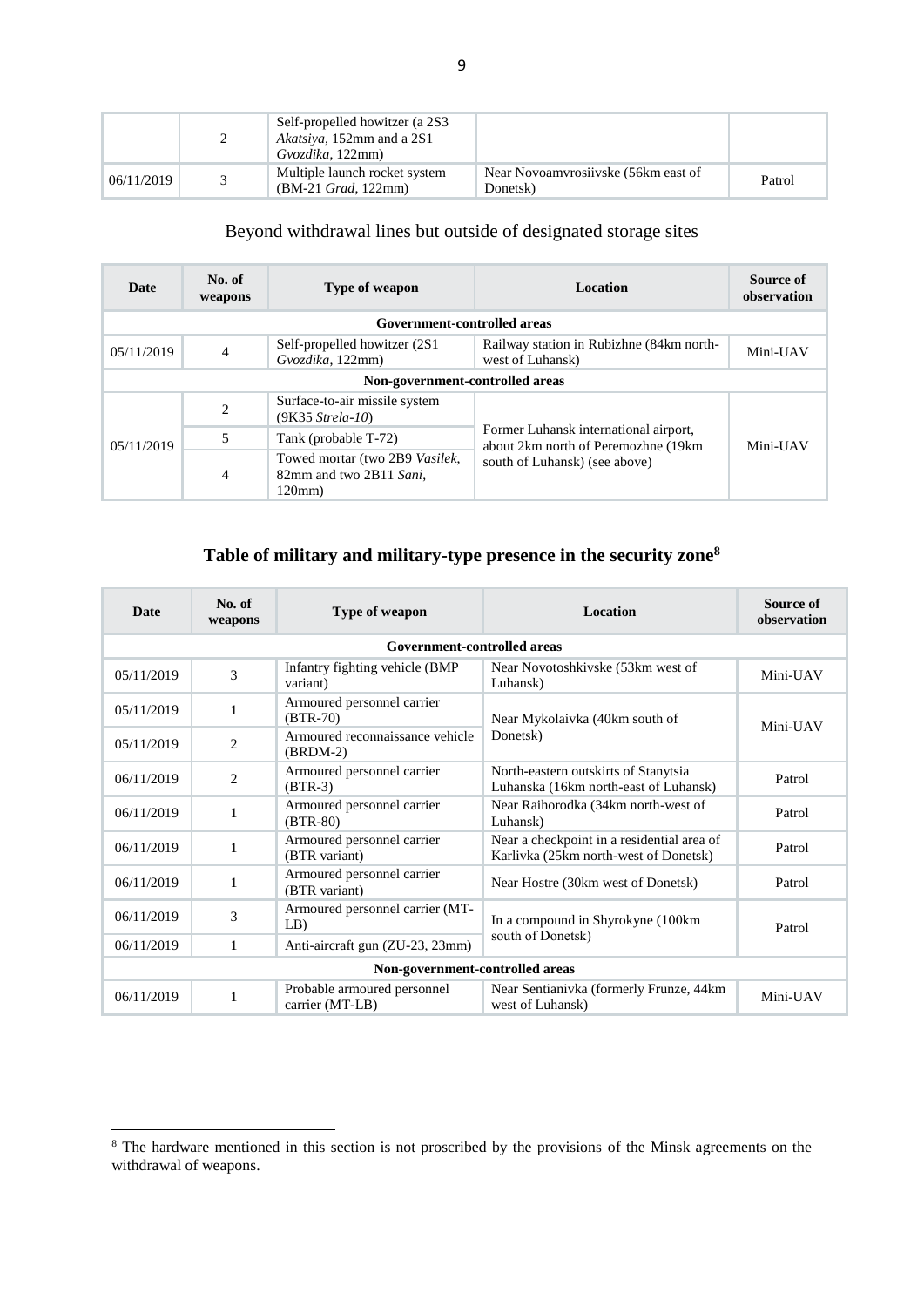| | 2 | Self-propelled howitzer (a 2S3 *Akatsiya*, 152mm and a 2S1 *Gvozdika*, 122mm) | | |
|---|---|---|---|---|
| 06/11/2019 | 3 | Multiple launch rocket system (BM-21 *Grad*, 122mm) | Near Novoamvrosiivske (56km east of Donetsk) | Patrol |

<u>Beyond withdrawal lines but outside of designated storage sites</u>

| Date | No. of weapons | Type of weapon | Location | Source of observation |
|---|---|---|---|---|
| **Government-controlled areas** | | | | |
| 05/11/2019 | 4 | Self-propelled howitzer (2S1 *Gvozdika*, 122mm) | Railway station in Rubizhne (84km north-west of Luhansk) | Mini-UAV |
| **Non-government-controlled areas** | | | | |
| 05/11/2019 | 2 | Surface-to-air missile system (9K35 *Strela-10*) | Former Luhansk international airport, about 2km north of Peremozhne (19km south of Luhansk) (see above) | Mini-UAV |
| | 5 | Tank (probable T-72) | | |
| | 4 | Towed mortar (two 2B9 *Vasilek*, 82mm and two 2B11 *Sani*, 120mm) | | |

## Table of military and military-type presence in the security zone[8]

| Date | No. of weapons | Type of weapon | Location | Source of observation |
|---|---|---|---|---|
| **Government-controlled areas** | | | | |
| 05/11/2019 | 3 | Infantry fighting vehicle (BMP variant) | Near Novotoshkivske (53km west of Luhansk) | Mini-UAV |
| 05/11/2019 | 1 | Armoured personnel carrier (BTR-70) | Near Mykolaivka (40km south of Donetsk) | Mini-UAV |
| 05/11/2019 | 2 | Armoured reconnaissance vehicle (BRDM-2) | | |
| 06/11/2019 | 2 | Armoured personnel carrier (BTR-3) | North-eastern outskirts of Stanytsia Luhanska (16km north-east of Luhansk) | Patrol |
| 06/11/2019 | 1 | Armoured personnel carrier (BTR-80) | Near Raihorodka (34km north-west of Luhansk) | Patrol |
| 06/11/2019 | 1 | Armoured personnel carrier (BTR variant) | Near a checkpoint in a residential area of Karlivka (25km north-west of Donetsk) | Patrol |
| 06/11/2019 | 1 | Armoured personnel carrier (BTR variant) | Near Hostre (30km west of Donetsk) | Patrol |
| 06/11/2019 | 3 | Armoured personnel carrier (MT-LB) | In a compound in Shyrokyne (100km south of Donetsk) | Patrol |
| 06/11/2019 | 1 | Anti-aircraft gun (ZU-23, 23mm) | | |
| **Non-government-controlled areas** | | | | |
| 06/11/2019 | 1 | Probable armoured personnel carrier (MT-LB) | Near Sentianivka (formerly Frunze, 44km west of Luhansk) | Mini-UAV |

[8] The hardware mentioned in this section is not proscribed by the provisions of the Minsk agreements on the withdrawal of weapons.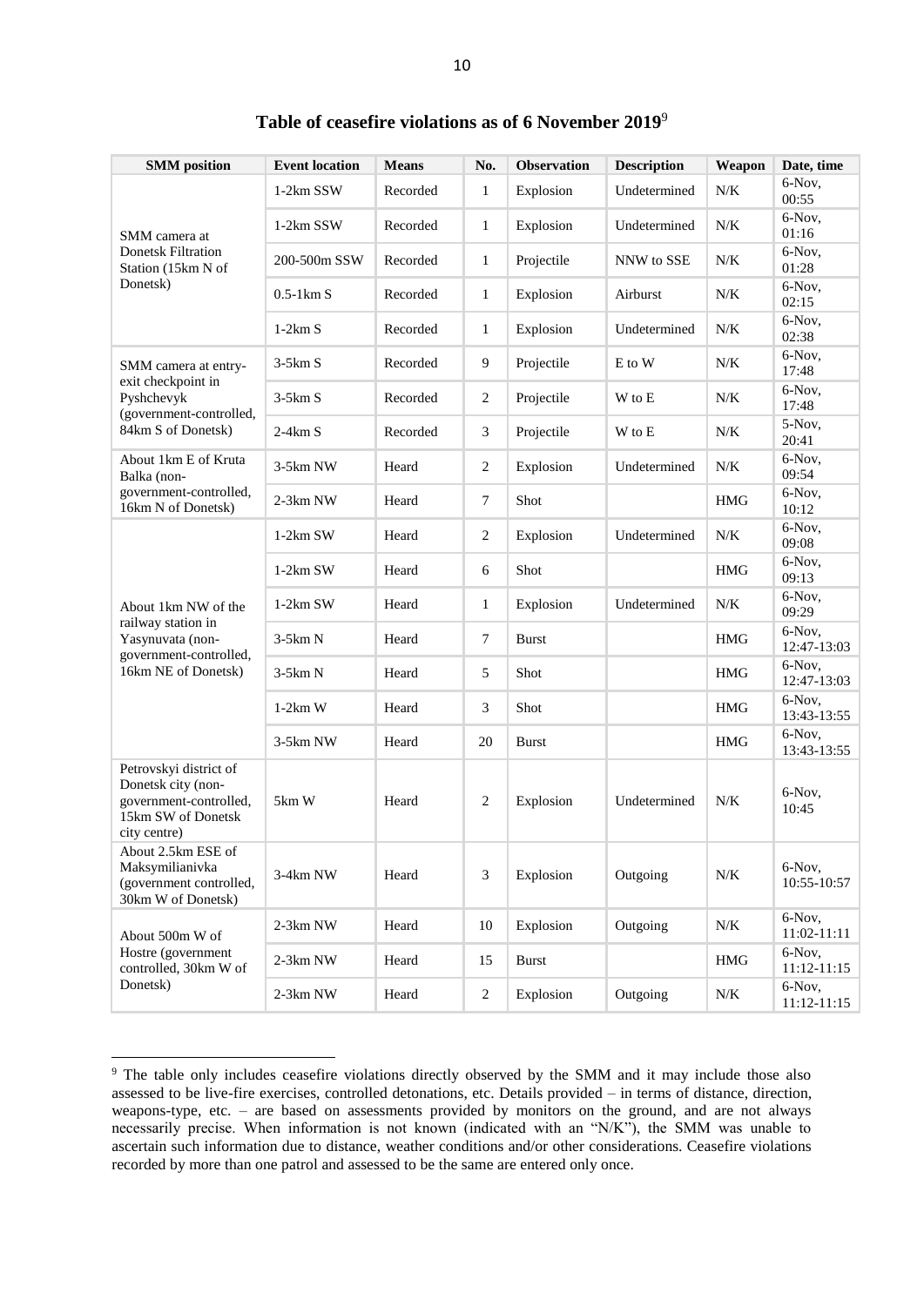## Table of ceasefire violations as of 6 November 2019[9]

| SMM position | Event location | Means | No. | Observation | Description | Weapon | Date, time |
|---|---|---|---|---|---|---|---|
| SMM camera at Donetsk Filtration Station (15km N of Donetsk) | 1-2km SSW | Recorded | 1 | Explosion | Undetermined | N/K | 6-Nov, 00:55 |
| | 1-2km SSW | Recorded | 1 | Explosion | Undetermined | N/K | 6-Nov, 01:16 |
| | 200-500m SSW | Recorded | 1 | Projectile | NNW to SSE | N/K | 6-Nov, 01:28 |
| | 0.5-1km S | Recorded | 1 | Explosion | Airburst | N/K | 6-Nov, 02:15 |
| | 1-2km S | Recorded | 1 | Explosion | Undetermined | N/K | 6-Nov, 02:38 |
| SMM camera at entry-exit checkpoint in Pyshchevyk (government-controlled, 84km S of Donetsk) | 3-5km S | Recorded | 9 | Projectile | E to W | N/K | 6-Nov, 17:48 |
| | 3-5km S | Recorded | 2 | Projectile | W to E | N/K | 6-Nov, 17:48 |
| | 2-4km S | Recorded | 3 | Projectile | W to E | N/K | 5-Nov, 20:41 |
| About 1km E of Kruta Balka (non-government-controlled, 16km N of Donetsk) | 3-5km NW | Heard | 2 | Explosion | Undetermined | N/K | 6-Nov, 09:54 |
| | 2-3km NW | Heard | 7 | Shot | | HMG | 6-Nov, 10:12 |
| About 1km NW of the railway station in Yasynuvata (non-government-controlled, 16km NE of Donetsk) | 1-2km SW | Heard | 2 | Explosion | Undetermined | N/K | 6-Nov, 09:08 |
| | 1-2km SW | Heard | 6 | Shot | | HMG | 6-Nov, 09:13 |
| | 1-2km SW | Heard | 1 | Explosion | Undetermined | N/K | 6-Nov, 09:29 |
| | 3-5km N | Heard | 7 | Burst | | HMG | 6-Nov, 12:47-13:03 |
| | 3-5km N | Heard | 5 | Shot | | HMG | 6-Nov, 12:47-13:03 |
| | 1-2km W | Heard | 3 | Shot | | HMG | 6-Nov, 13:43-13:55 |
| | 3-5km NW | Heard | 20 | Burst | | HMG | 6-Nov, 13:43-13:55 |
| Petrovskyi district of Donetsk city (non-government-controlled, 15km SW of Donetsk city centre) | 5km W | Heard | 2 | Explosion | Undetermined | N/K | 6-Nov, 10:45 |
| About 2.5km ESE of Maksymilianivka (government controlled, 30km W of Donetsk) | 3-4km NW | Heard | 3 | Explosion | Outgoing | N/K | 6-Nov, 10:55-10:57 |
| About 500m W of Hostre (government controlled, 30km W of Donetsk) | 2-3km NW | Heard | 10 | Explosion | Outgoing | N/K | 6-Nov, 11:02-11:11 |
| | 2-3km NW | Heard | 15 | Burst | | HMG | 6-Nov, 11:12-11:15 |
| | 2-3km NW | Heard | 2 | Explosion | Outgoing | N/K | 6-Nov, 11:12-11:15 |

[9] The table only includes ceasefire violations directly observed by the SMM and it may include those also assessed to be live-fire exercises, controlled detonations, etc. Details provided – in terms of distance, direction, weapons-type, etc. – are based on assessments provided by monitors on the ground, and are not always necessarily precise. When information is not known (indicated with an "N/K"), the SMM was unable to ascertain such information due to distance, weather conditions and/or other considerations. Ceasefire violations recorded by more than one patrol and assessed to be the same are entered only once.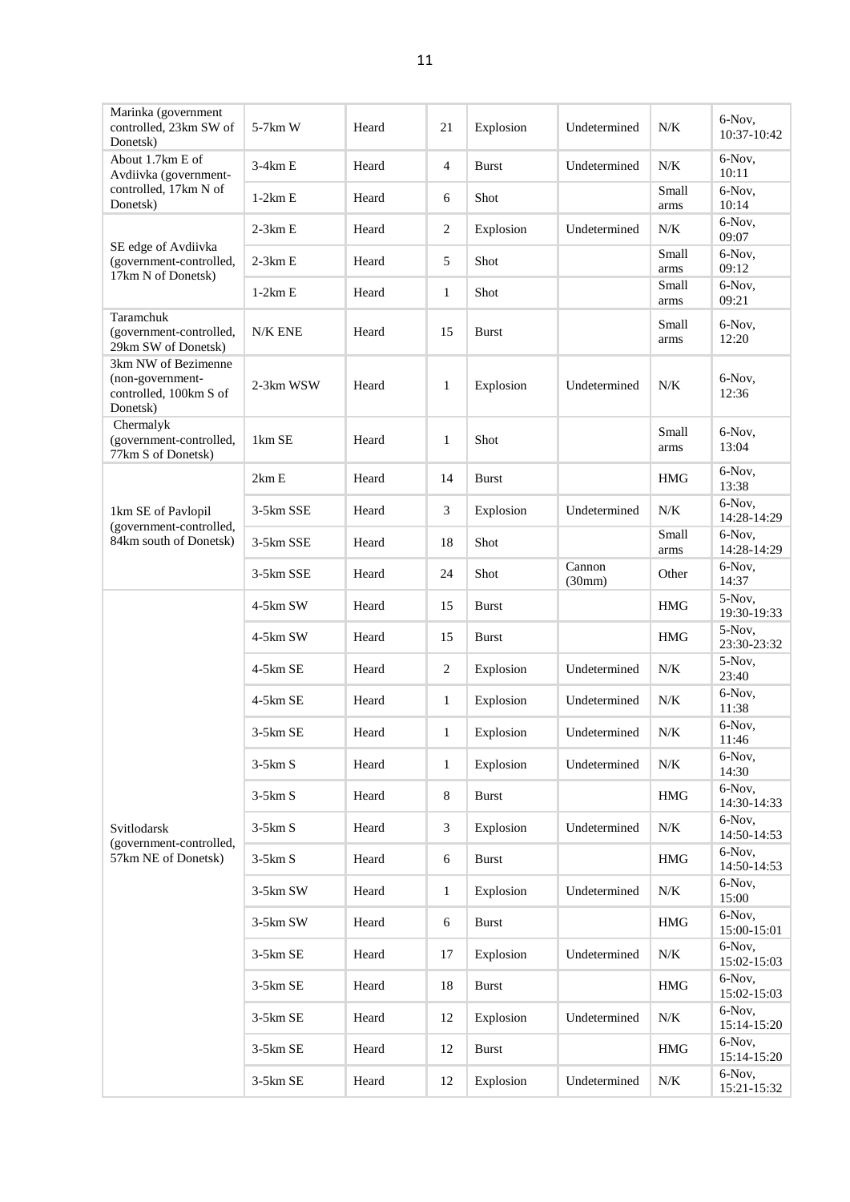| | | | | | | | |
|---|---|---|---|---|---|---|---|
| Marinka (government controlled, 23km SW of Donetsk) | 5-7km W | Heard | 21 | Explosion | Undetermined | N/K | 6-Nov, 10:37-10:42 |
| About 1.7km E of Avdiivka (government-controlled, 17km N of Donetsk) | 3-4km E | Heard | 4 | Burst | Undetermined | N/K | 6-Nov, 10:11 |
| | 1-2km E | Heard | 6 | Shot | | Small arms | 6-Nov, 10:14 |
| SE edge of Avdiivka (government-controlled, 17km N of Donetsk) | 2-3km E | Heard | 2 | Explosion | Undetermined | N/K | 6-Nov, 09:07 |
| | 2-3km E | Heard | 5 | Shot | | Small arms | 6-Nov, 09:12 |
| | 1-2km E | Heard | 1 | Shot | | Small arms | 6-Nov, 09:21 |
| Taramchuk (government-controlled, 29km SW of Donetsk) | N/K ENE | Heard | 15 | Burst | | Small arms | 6-Nov, 12:20 |
| 3km NW of Bezimenne (non-government-controlled, 100km S of Donetsk) | 2-3km WSW | Heard | 1 | Explosion | Undetermined | N/K | 6-Nov, 12:36 |
| Chermalyk (government-controlled, 77km S of Donetsk) | 1km SE | Heard | 1 | Shot | | Small arms | 6-Nov, 13:04 |
| 1km SE of Pavlopil (government-controlled, 84km south of Donetsk) | 2km E | Heard | 14 | Burst | | HMG | 6-Nov, 13:38 |
| | 3-5km SSE | Heard | 3 | Explosion | Undetermined | N/K | 6-Nov, 14:28-14:29 |
| | 3-5km SSE | Heard | 18 | Shot | | Small arms | 6-Nov, 14:28-14:29 |
| | 3-5km SSE | Heard | 24 | Shot | Cannon (30mm) | Other | 6-Nov, 14:37 |
| Svitlodarsk (government-controlled, 57km NE of Donetsk) | 4-5km SW | Heard | 15 | Burst | | HMG | 5-Nov, 19:30-19:33 |
| | 4-5km SW | Heard | 15 | Burst | | HMG | 5-Nov, 23:30-23:32 |
| | 4-5km SE | Heard | 2 | Explosion | Undetermined | N/K | 5-Nov, 23:40 |
| | 4-5km SE | Heard | 1 | Explosion | Undetermined | N/K | 6-Nov, 11:38 |
| | 3-5km SE | Heard | 1 | Explosion | Undetermined | N/K | 6-Nov, 11:46 |
| | 3-5km S | Heard | 1 | Explosion | Undetermined | N/K | 6-Nov, 14:30 |
| | 3-5km S | Heard | 8 | Burst | | HMG | 6-Nov, 14:30-14:33 |
| | 3-5km S | Heard | 3 | Explosion | Undetermined | N/K | 6-Nov, 14:50-14:53 |
| | 3-5km S | Heard | 6 | Burst | | HMG | 6-Nov, 14:50-14:53 |
| | 3-5km SW | Heard | 1 | Explosion | Undetermined | N/K | 6-Nov, 15:00 |
| | 3-5km SW | Heard | 6 | Burst | | HMG | 6-Nov, 15:00-15:01 |
| | 3-5km SE | Heard | 17 | Explosion | Undetermined | N/K | 6-Nov, 15:02-15:03 |
| | 3-5km SE | Heard | 18 | Burst | | HMG | 6-Nov, 15:02-15:03 |
| | 3-5km SE | Heard | 12 | Explosion | Undetermined | N/K | 6-Nov, 15:14-15:20 |
| | 3-5km SE | Heard | 12 | Burst | | HMG | 6-Nov, 15:14-15:20 |
| | 3-5km SE | Heard | 12 | Explosion | Undetermined | N/K | 6-Nov, 15:21-15:32 |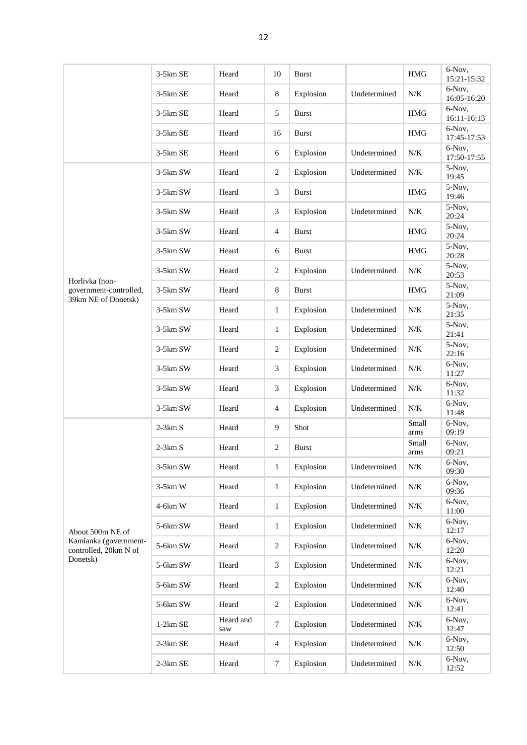| | | | | | | | |
|---|---|---|---|---|---|---|---|
| | 3-5km SE | Heard | 10 | Burst | | HMG | 6-Nov, 15:21-15:32 |
| | 3-5km SE | Heard | 8 | Explosion | Undetermined | N/K | 6-Nov, 16:05-16:20 |
| | 3-5km SE | Heard | 5 | Burst | | HMG | 6-Nov, 16:11-16:13 |
| | 3-5km SE | Heard | 16 | Burst | | HMG | 6-Nov, 17:45-17:53 |
| | 3-5km SE | Heard | 6 | Explosion | Undetermined | N/K | 6-Nov, 17:50-17:55 |
| Horlivka (non-government-controlled, 39km NE of Donetsk) | 3-5km SW | Heard | 2 | Explosion | Undetermined | N/K | 5-Nov, 19:45 |
| | 3-5km SW | Heard | 3 | Burst | | HMG | 5-Nov, 19:46 |
| | 3-5km SW | Heard | 3 | Explosion | Undetermined | N/K | 5-Nov, 20:24 |
| | 3-5km SW | Heard | 4 | Burst | | HMG | 5-Nov, 20:24 |
| | 3-5km SW | Heard | 6 | Burst | | HMG | 5-Nov, 20:28 |
| | 3-5km SW | Heard | 2 | Explosion | Undetermined | N/K | 5-Nov, 20:53 |
| | 3-5km SW | Heard | 8 | Burst | | HMG | 5-Nov, 21:09 |
| | 3-5km SW | Heard | 1 | Explosion | Undetermined | N/K | 5-Nov, 21:35 |
| | 3-5km SW | Heard | 1 | Explosion | Undetermined | N/K | 5-Nov, 21:41 |
| | 3-5km SW | Heard | 2 | Explosion | Undetermined | N/K | 5-Nov, 22:16 |
| | 3-5km SW | Heard | 3 | Explosion | Undetermined | N/K | 6-Nov, 11:27 |
| | 3-5km SW | Heard | 3 | Explosion | Undetermined | N/K | 6-Nov, 11:32 |
| | 3-5km SW | Heard | 4 | Explosion | Undetermined | N/K | 6-Nov, 11:48 |
| About 500m NE of Kamianka (government-controlled, 20km N of Donetsk) | 2-3km S | Heard | 9 | Shot | | Small arms | 6-Nov, 09:19 |
| | 2-3km S | Heard | 2 | Burst | | Small arms | 6-Nov, 09:21 |
| | 3-5km SW | Heard | 1 | Explosion | Undetermined | N/K | 6-Nov, 09:30 |
| | 3-5km W | Heard | 1 | Explosion | Undetermined | N/K | 6-Nov, 09:36 |
| | 4-6km W | Heard | 1 | Explosion | Undetermined | N/K | 6-Nov, 11:00 |
| | 5-6km SW | Heard | 1 | Explosion | Undetermined | N/K | 6-Nov, 12:17 |
| | 5-6km SW | Heard | 2 | Explosion | Undetermined | N/K | 6-Nov, 12:20 |
| | 5-6km SW | Heard | 3 | Explosion | Undetermined | N/K | 6-Nov, 12:21 |
| | 5-6km SW | Heard | 2 | Explosion | Undetermined | N/K | 6-Nov, 12:40 |
| | 5-6km SW | Heard | 2 | Explosion | Undetermined | N/K | 6-Nov, 12:41 |
| | 1-2km SE | Heard and saw | 7 | Explosion | Undetermined | N/K | 6-Nov, 12:47 |
| | 2-3km SE | Heard | 4 | Explosion | Undetermined | N/K | 6-Nov, 12:50 |
| | 2-3km SE | Heard | 7 | Explosion | Undetermined | N/K | 6-Nov, 12:52 |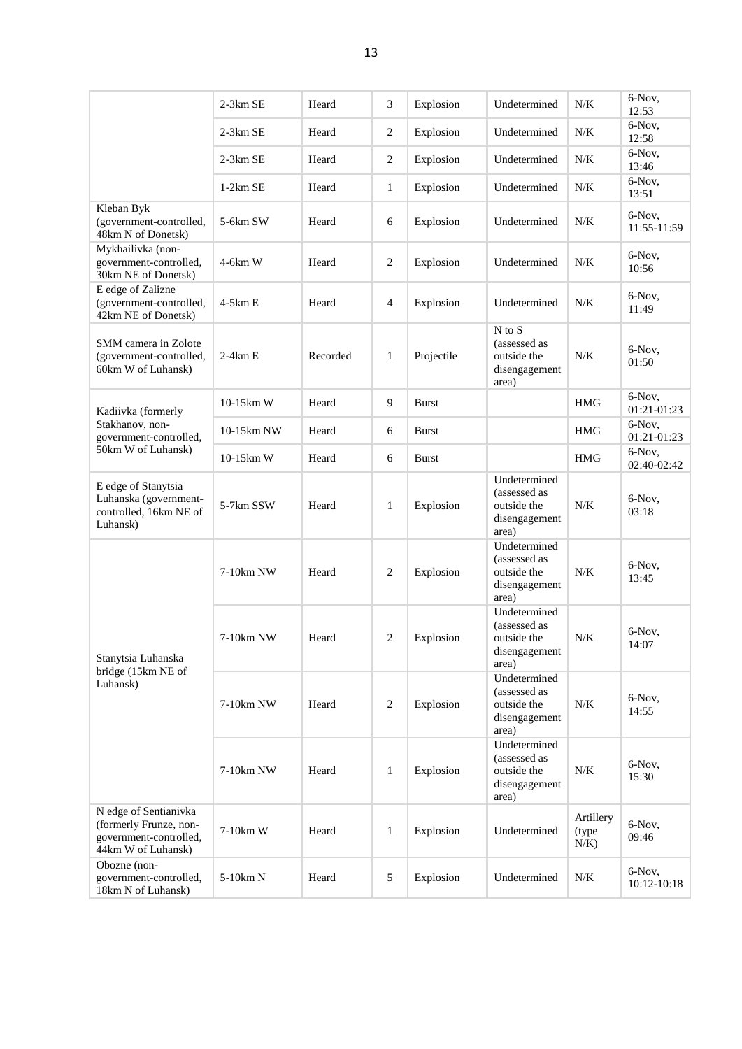| | | | | | | | |
|---|---|---|---|---|---|---|---|
| | 2-3km SE | Heard | 3 | Explosion | Undetermined | N/K | 6-Nov, 12:53 |
| | 2-3km SE | Heard | 2 | Explosion | Undetermined | N/K | 6-Nov, 12:58 |
| | 2-3km SE | Heard | 2 | Explosion | Undetermined | N/K | 6-Nov, 13:46 |
| | 1-2km SE | Heard | 1 | Explosion | Undetermined | N/K | 6-Nov, 13:51 |
| Kleban Byk (government-controlled, 48km N of Donetsk) | 5-6km SW | Heard | 6 | Explosion | Undetermined | N/K | 6-Nov, 11:55-11:59 |
| Mykhailivka (non-government-controlled, 30km NE of Donetsk) | 4-6km W | Heard | 2 | Explosion | Undetermined | N/K | 6-Nov, 10:56 |
| E edge of Zalizne (government-controlled, 42km NE of Donetsk) | 4-5km E | Heard | 4 | Explosion | Undetermined | N/K | 6-Nov, 11:49 |
| SMM camera in Zolote (government-controlled, 60km W of Luhansk) | 2-4km E | Recorded | 1 | Projectile | N to S (assessed as outside the disengagement area) | N/K | 6-Nov, 01:50 |
| Kadiivka (formerly Stakhanov, non-government-controlled, 50km W of Luhansk) | 10-15km W | Heard | 9 | Burst | | HMG | 6-Nov, 01:21-01:23 |
| | 10-15km NW | Heard | 6 | Burst | | HMG | 6-Nov, 01:21-01:23 |
| | 10-15km W | Heard | 6 | Burst | | HMG | 6-Nov, 02:40-02:42 |
| E edge of Stanytsia Luhanska (government-controlled, 16km NE of Luhansk) | 5-7km SSW | Heard | 1 | Explosion | Undetermined (assessed as outside the disengagement area) | N/K | 6-Nov, 03:18 |
| Stanytsia Luhanska bridge (15km NE of Luhansk) | 7-10km NW | Heard | 2 | Explosion | Undetermined (assessed as outside the disengagement area) | N/K | 6-Nov, 13:45 |
| | 7-10km NW | Heard | 2 | Explosion | Undetermined (assessed as outside the disengagement area) | N/K | 6-Nov, 14:07 |
| | 7-10km NW | Heard | 2 | Explosion | Undetermined (assessed as outside the disengagement area) | N/K | 6-Nov, 14:55 |
| | 7-10km NW | Heard | 1 | Explosion | Undetermined (assessed as outside the disengagement area) | N/K | 6-Nov, 15:30 |
| N edge of Sentianivka (formerly Frunze, non-government-controlled, 44km W of Luhansk) | 7-10km W | Heard | 1 | Explosion | Undetermined | Artillery (type N/K) | 6-Nov, 09:46 |
| Obozne (non-government-controlled, 18km N of Luhansk) | 5-10km N | Heard | 5 | Explosion | Undetermined | N/K | 6-Nov, 10:12-10:18 |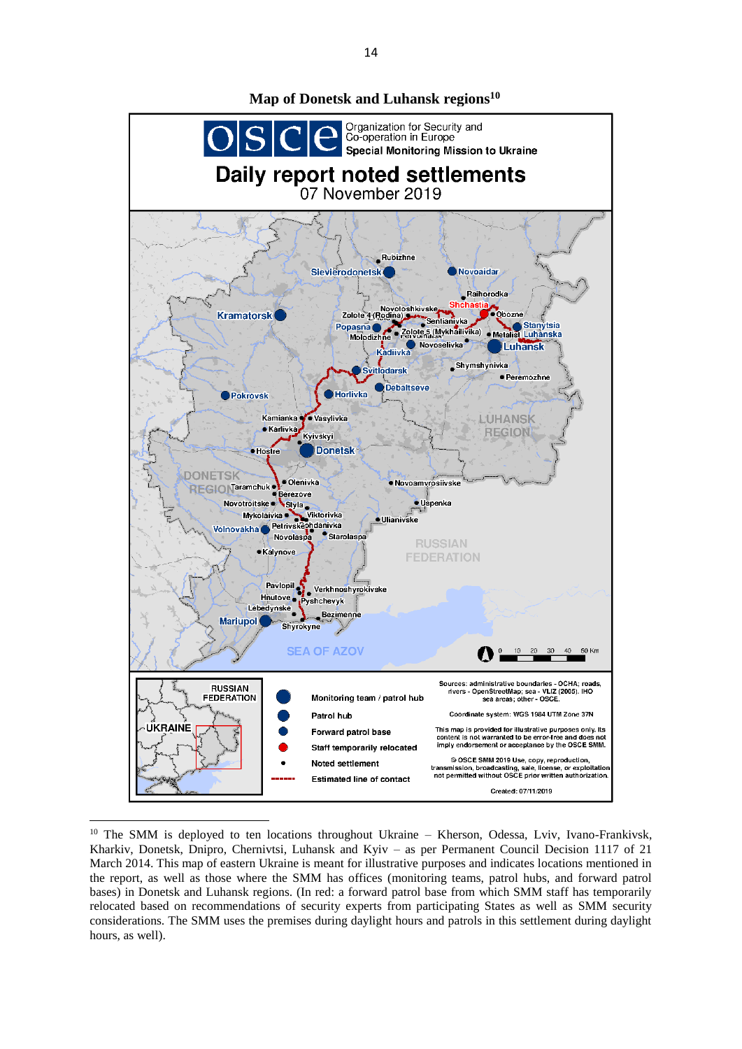**Map of Donetsk and Luhansk regions[10]**

OSCE Organization for Security and Co-operation in Europe
Special Monitoring Mission to Ukraine

Daily report noted settlements
07 November 2019

Rubizhne
Sievierodonetsk
Novoaidar
Raihorodka
Shchastia
Kramatorsk
Novotoshkivske
Zolote 4 (Rodina)
Sentianivka
Obozne
Stanytsia Luhanska
Popasna
Molodizhne
Zolote 5 (Mykhailivka)
Pervomaisk
Metalist
Luhansk
Novoselivka
Kadiivka
Shymshynivka
Peremozhne
Svitlodarsk
Debaltseve
Pokrovsk
Horlivka
LUHANSK REGION
Kamianka
Vasylivka
Karlivka
Kyivskyi
Hostre
Donetsk
DONETSK REGION
Taramchuk
Olenivka
Novoamvrosiivske
Berezove
Novotroitske
Styla
Uspenka
Mykolaivka
Viktorivka
Ulianivske
Volnovakha
Petrivske
Bohdanivka
Novolaspa
Starolaspa
RUSSIAN FEDERATION
Kalynove
Pavlopil
Verkhnoshyrokivske
Hnutove
Pyshchevyk
Lebedynske
Mariupol
Bezimenne
Shyrokyne
SEA OF AZOV
0 10 20 30 40 50 Km

RUSSIAN FEDERATION
UKRAINE

Monitoring team / patrol hub
Patrol hub
Forward patrol base
Staff temporarily relocated
Noted settlement
Estimated line of contact

Sources: administrative boundaries - OCHA; roads, rivers - OpenStreetMap; sea - VLIZ (2005). IHO sea areas; other - OSCE.

Coordinate system: WGS 1984 UTM Zone 37N

This map is provided for illustrative purposes only. Its content is not warranted to be error-free and does not imply endorsement or acceptance by the OSCE SMM.

© OSCE SMM 2019 Use, copy, reproduction, transmission, broadcasting, sale, license, or exploitation not permitted without OSCE prior written authorization.

Created: 07/11/2019

---

[10] The SMM is deployed to ten locations throughout Ukraine – Kherson, Odessa, Lviv, Ivano-Frankivsk, Kharkiv, Donetsk, Dnipro, Chernivtsi, Luhansk and Kyiv – as per Permanent Council Decision 1117 of 21 March 2014. This map of eastern Ukraine is meant for illustrative purposes and indicates locations mentioned in the report, as well as those where the SMM has offices (monitoring teams, patrol hubs, and forward patrol bases) in Donetsk and Luhansk regions. (In red: a forward patrol base from which SMM staff has temporarily relocated based on recommendations of security experts from participating States as well as SMM security considerations. The SMM uses the premises during daylight hours and patrols in this settlement during daylight hours, as well).